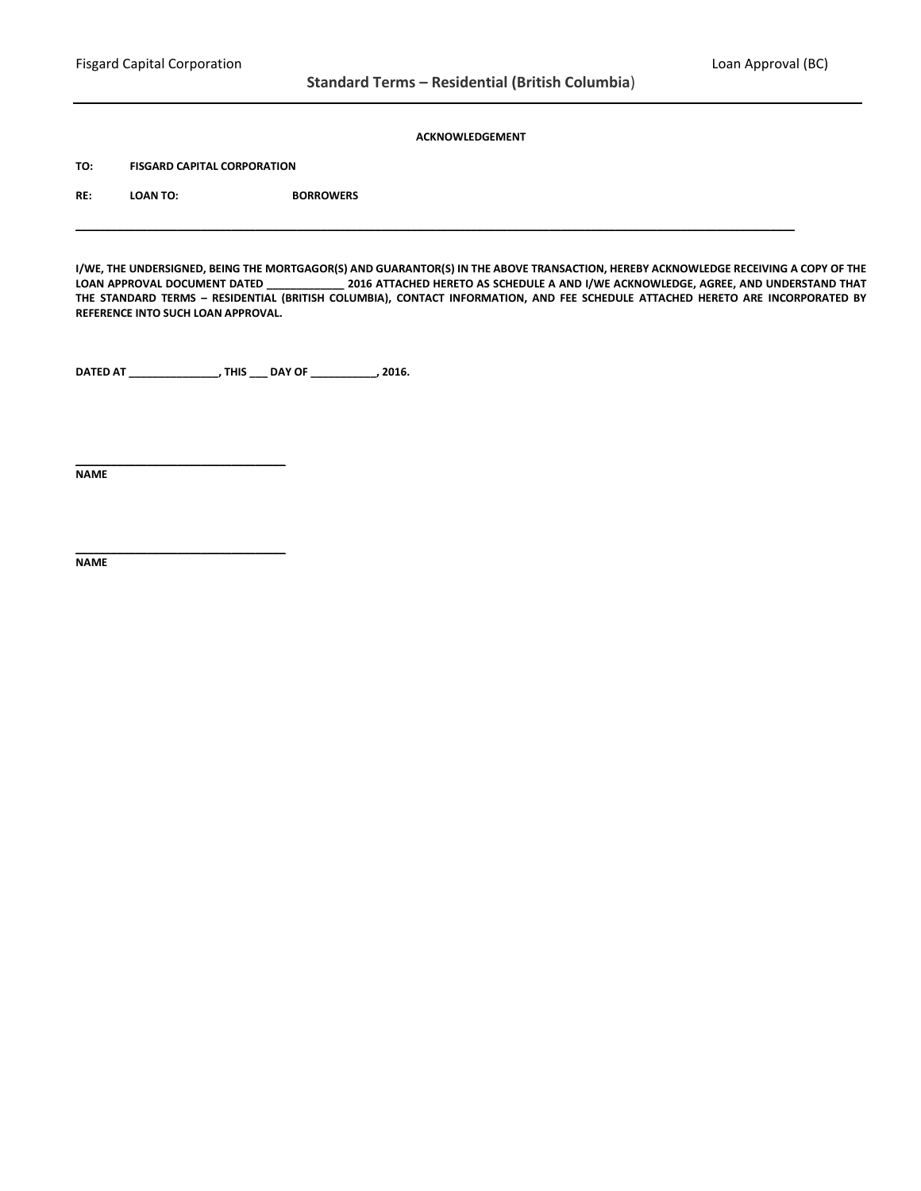## Standard Terms – Residential (British Columbia)

**ACKNOWLEDGEMENT**

**TO: FISGARD CAPITAL CORPORATION**

**RE: LOAN TO: BORROWERS**

---

**I/WE, THE UNDERSIGNED, BEING THE MORTGAGOR(S) AND GUARANTOR(S) IN THE ABOVE TRANSACTION, HEREBY ACKNOWLEDGE RECEIVING A COPY OF THE LOAN APPROVAL DOCUMENT DATED _____________ 2016 ATTACHED HERETO AS SCHEDULE A AND I/WE ACKNOWLEDGE, AGREE, AND UNDERSTAND THAT THE STANDARD TERMS – RESIDENTIAL (BRITISH COLUMBIA), CONTACT INFORMATION, AND FEE SCHEDULE ATTACHED HERETO ARE INCORPORATED BY REFERENCE INTO SUCH LOAN APPROVAL.**

**DATED AT _______________, THIS ___ DAY OF ___________, 2016.**

\_\_\_\_\_\_\_\_\_\_\_\_\_\_\_\_\_\_\_\_\_\_\_\_\_\_\_\_\_\_\_\_\_\_
**NAME**

\_\_\_\_\_\_\_\_\_\_\_\_\_\_\_\_\_\_\_\_\_\_\_\_\_\_\_\_\_\_\_\_\_\_
**NAME**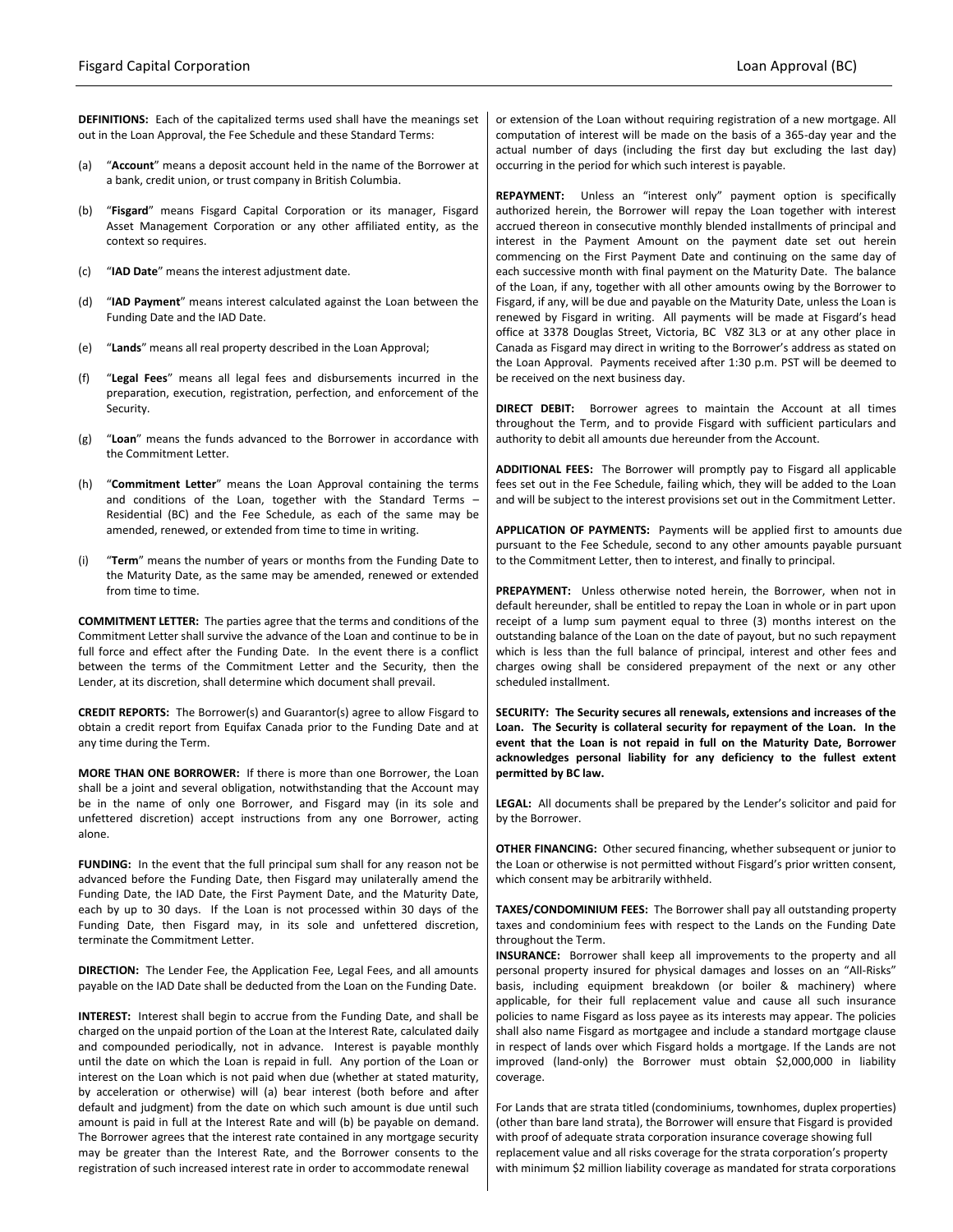**DEFINITIONS:** Each of the capitalized terms used shall have the meanings set out in the Loan Approval, the Fee Schedule and these Standard Terms:

(a) "**Account**" means a deposit account held in the name of the Borrower at a bank, credit union, or trust company in British Columbia.

(b) "**Fisgard**" means Fisgard Capital Corporation or its manager, Fisgard Asset Management Corporation or any other affiliated entity, as the context so requires.

(c) "**IAD Date**" means the interest adjustment date.

(d) "**IAD Payment**" means interest calculated against the Loan between the Funding Date and the IAD Date.

(e) "**Lands**" means all real property described in the Loan Approval;

(f) "**Legal Fees**" means all legal fees and disbursements incurred in the preparation, execution, registration, perfection, and enforcement of the Security.

(g) "**Loan**" means the funds advanced to the Borrower in accordance with the Commitment Letter.

(h) "**Commitment Letter**" means the Loan Approval containing the terms and conditions of the Loan, together with the Standard Terms – Residential (BC) and the Fee Schedule, as each of the same may be amended, renewed, or extended from time to time in writing.

(i) "**Term**" means the number of years or months from the Funding Date to the Maturity Date, as the same may be amended, renewed or extended from time to time.

**COMMITMENT LETTER:** The parties agree that the terms and conditions of the Commitment Letter shall survive the advance of the Loan and continue to be in full force and effect after the Funding Date. In the event there is a conflict between the terms of the Commitment Letter and the Security, then the Lender, at its discretion, shall determine which document shall prevail.

**CREDIT REPORTS:** The Borrower(s) and Guarantor(s) agree to allow Fisgard to obtain a credit report from Equifax Canada prior to the Funding Date and at any time during the Term.

**MORE THAN ONE BORROWER:** If there is more than one Borrower, the Loan shall be a joint and several obligation, notwithstanding that the Account may be in the name of only one Borrower, and Fisgard may (in its sole and unfettered discretion) accept instructions from any one Borrower, acting alone.

**FUNDING:** In the event that the full principal sum shall for any reason not be advanced before the Funding Date, then Fisgard may unilaterally amend the Funding Date, the IAD Date, the First Payment Date, and the Maturity Date, each by up to 30 days. If the Loan is not processed within 30 days of the Funding Date, then Fisgard may, in its sole and unfettered discretion, terminate the Commitment Letter.

**DIRECTION:** The Lender Fee, the Application Fee, Legal Fees, and all amounts payable on the IAD Date shall be deducted from the Loan on the Funding Date.

**INTEREST:** Interest shall begin to accrue from the Funding Date, and shall be charged on the unpaid portion of the Loan at the Interest Rate, calculated daily and compounded periodically, not in advance. Interest is payable monthly until the date on which the Loan is repaid in full. Any portion of the Loan or interest on the Loan which is not paid when due (whether at stated maturity, by acceleration or otherwise) will (a) bear interest (both before and after default and judgment) from the date on which such amount is due until such amount is paid in full at the Interest Rate and will (b) be payable on demand. The Borrower agrees that the interest rate contained in any mortgage security may be greater than the Interest Rate, and the Borrower consents to the registration of such increased interest rate in order to accommodate renewal or extension of the Loan without requiring registration of a new mortgage. All computation of interest will be made on the basis of a 365-day year and the actual number of days (including the first day but excluding the last day) occurring in the period for which such interest is payable.

**REPAYMENT:** Unless an "interest only" payment option is specifically authorized herein, the Borrower will repay the Loan together with interest accrued thereon in consecutive monthly blended installments of principal and interest in the Payment Amount on the payment date set out herein commencing on the First Payment Date and continuing on the same day of each successive month with final payment on the Maturity Date. The balance of the Loan, if any, together with all other amounts owing by the Borrower to Fisgard, if any, will be due and payable on the Maturity Date, unless the Loan is renewed by Fisgard in writing. All payments will be made at Fisgard's head office at 3378 Douglas Street, Victoria, BC V8Z 3L3 or at any other place in Canada as Fisgard may direct in writing to the Borrower's address as stated on the Loan Approval. Payments received after 1:30 p.m. PST will be deemed to be received on the next business day.

**DIRECT DEBIT:** Borrower agrees to maintain the Account at all times throughout the Term, and to provide Fisgard with sufficient particulars and authority to debit all amounts due hereunder from the Account.

**ADDITIONAL FEES:** The Borrower will promptly pay to Fisgard all applicable fees set out in the Fee Schedule, failing which, they will be added to the Loan and will be subject to the interest provisions set out in the Commitment Letter.

**APPLICATION OF PAYMENTS:** Payments will be applied first to amounts due pursuant to the Fee Schedule, second to any other amounts payable pursuant to the Commitment Letter, then to interest, and finally to principal.

**PREPAYMENT:** Unless otherwise noted herein, the Borrower, when not in default hereunder, shall be entitled to repay the Loan in whole or in part upon receipt of a lump sum payment equal to three (3) months interest on the outstanding balance of the Loan on the date of payout, but no such repayment which is less than the full balance of principal, interest and other fees and charges owing shall be considered prepayment of the next or any other scheduled installment.

**SECURITY: The Security secures all renewals, extensions and increases of the Loan. The Security is collateral security for repayment of the Loan. In the event that the Loan is not repaid in full on the Maturity Date, Borrower acknowledges personal liability for any deficiency to the fullest extent permitted by BC law.**

**LEGAL:** All documents shall be prepared by the Lender's solicitor and paid for by the Borrower.

**OTHER FINANCING:** Other secured financing, whether subsequent or junior to the Loan or otherwise is not permitted without Fisgard's prior written consent, which consent may be arbitrarily withheld.

**TAXES/CONDOMINIUM FEES:** The Borrower shall pay all outstanding property taxes and condominium fees with respect to the Lands on the Funding Date throughout the Term.

**INSURANCE:** Borrower shall keep all improvements to the property and all personal property insured for physical damages and losses on an "All-Risks" basis, including equipment breakdown (or boiler & machinery) where applicable, for their full replacement value and cause all such insurance policies to name Fisgard as loss payee as its interests may appear. The policies shall also name Fisgard as mortgagee and include a standard mortgage clause in respect of lands over which Fisgard holds a mortgage. If the Lands are not improved (land-only) the Borrower must obtain $2,000,000 in liability coverage.

For Lands that are strata titled (condominiums, townhomes, duplex properties) (other than bare land strata), the Borrower will ensure that Fisgard is provided with proof of adequate strata corporation insurance coverage showing full replacement value and all risks coverage for the strata corporation's property with minimum $2 million liability coverage as mandated for strata corporations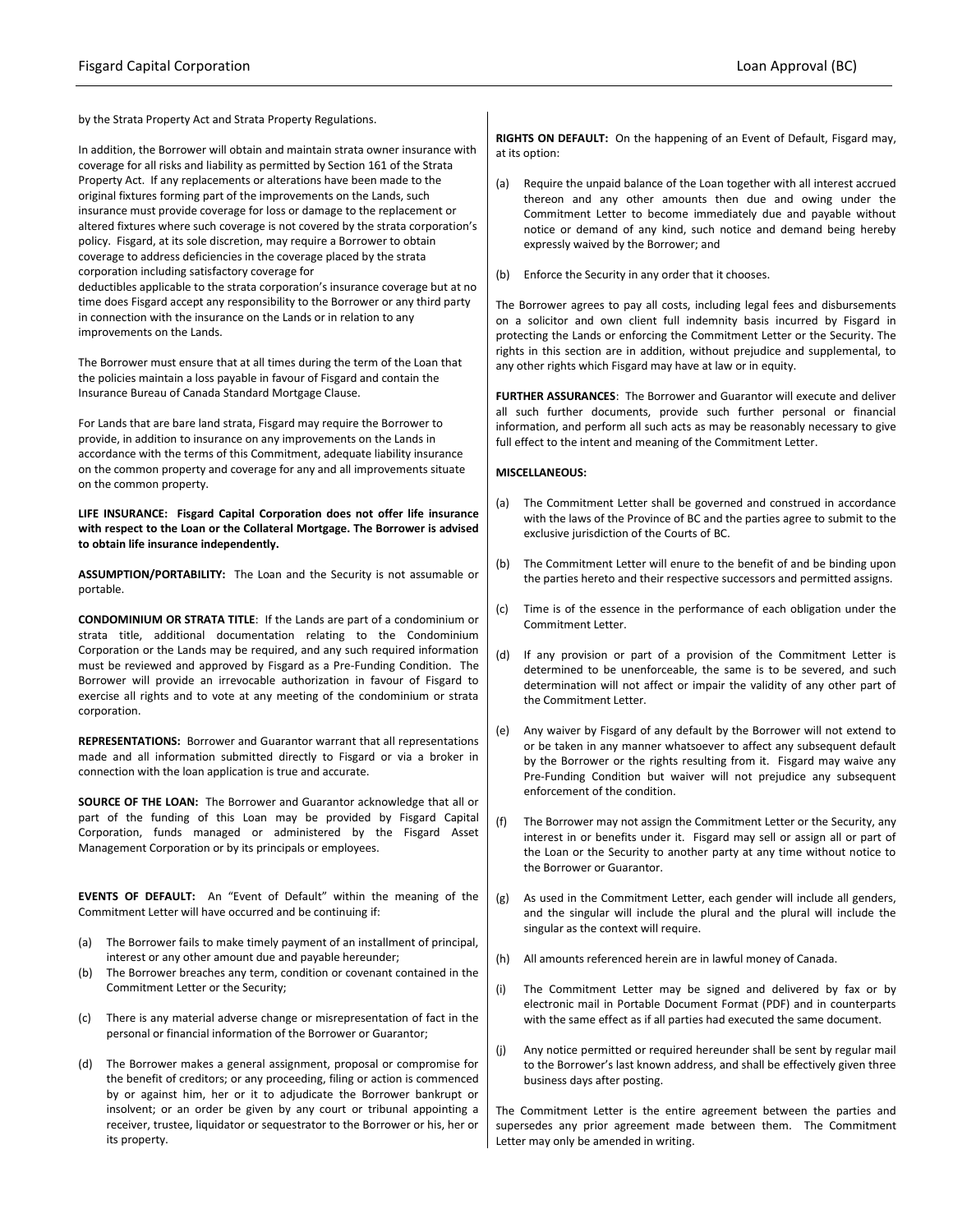by the Strata Property Act and Strata Property Regulations.

In addition, the Borrower will obtain and maintain strata owner insurance with coverage for all risks and liability as permitted by Section 161 of the Strata Property Act. If any replacements or alterations have been made to the original fixtures forming part of the improvements on the Lands, such insurance must provide coverage for loss or damage to the replacement or altered fixtures where such coverage is not covered by the strata corporation's policy. Fisgard, at its sole discretion, may require a Borrower to obtain coverage to address deficiencies in the coverage placed by the strata corporation including satisfactory coverage for deductibles applicable to the strata corporation's insurance coverage but at no time does Fisgard accept any responsibility to the Borrower or any third party in connection with the insurance on the Lands or in relation to any improvements on the Lands.

The Borrower must ensure that at all times during the term of the Loan that the policies maintain a loss payable in favour of Fisgard and contain the Insurance Bureau of Canada Standard Mortgage Clause.

For Lands that are bare land strata, Fisgard may require the Borrower to provide, in addition to insurance on any improvements on the Lands in accordance with the terms of this Commitment, adequate liability insurance on the common property and coverage for any and all improvements situate on the common property.

**LIFE INSURANCE: Fisgard Capital Corporation does not offer life insurance with respect to the Loan or the Collateral Mortgage. The Borrower is advised to obtain life insurance independently.**

**ASSUMPTION/PORTABILITY:** The Loan and the Security is not assumable or portable.

**CONDOMINIUM OR STRATA TITLE**: If the Lands are part of a condominium or strata title, additional documentation relating to the Condominium Corporation or the Lands may be required, and any such required information must be reviewed and approved by Fisgard as a Pre-Funding Condition. The Borrower will provide an irrevocable authorization in favour of Fisgard to exercise all rights and to vote at any meeting of the condominium or strata corporation.

**REPRESENTATIONS:** Borrower and Guarantor warrant that all representations made and all information submitted directly to Fisgard or via a broker in connection with the loan application is true and accurate.

**SOURCE OF THE LOAN:** The Borrower and Guarantor acknowledge that all or part of the funding of this Loan may be provided by Fisgard Capital Corporation, funds managed or administered by the Fisgard Asset Management Corporation or by its principals or employees.

**EVENTS OF DEFAULT:** An "Event of Default" within the meaning of the Commitment Letter will have occurred and be continuing if:

(a) The Borrower fails to make timely payment of an installment of principal, interest or any other amount due and payable hereunder;

(b) The Borrower breaches any term, condition or covenant contained in the Commitment Letter or the Security;

(c) There is any material adverse change or misrepresentation of fact in the personal or financial information of the Borrower or Guarantor;

(d) The Borrower makes a general assignment, proposal or compromise for the benefit of creditors; or any proceeding, filing or action is commenced by or against him, her or it to adjudicate the Borrower bankrupt or insolvent; or an order be given by any court or tribunal appointing a receiver, trustee, liquidator or sequestrator to the Borrower or his, her or its property.

**RIGHTS ON DEFAULT:** On the happening of an Event of Default, Fisgard may, at its option:

(a) Require the unpaid balance of the Loan together with all interest accrued thereon and any other amounts then due and owing under the Commitment Letter to become immediately due and payable without notice or demand of any kind, such notice and demand being hereby expressly waived by the Borrower; and

(b) Enforce the Security in any order that it chooses.

The Borrower agrees to pay all costs, including legal fees and disbursements on a solicitor and own client full indemnity basis incurred by Fisgard in protecting the Lands or enforcing the Commitment Letter or the Security. The rights in this section are in addition, without prejudice and supplemental, to any other rights which Fisgard may have at law or in equity.

**FURTHER ASSURANCES**: The Borrower and Guarantor will execute and deliver all such further documents, provide such further personal or financial information, and perform all such acts as may be reasonably necessary to give full effect to the intent and meaning of the Commitment Letter.

**MISCELLANEOUS:**

(a) The Commitment Letter shall be governed and construed in accordance with the laws of the Province of BC and the parties agree to submit to the exclusive jurisdiction of the Courts of BC.

(b) The Commitment Letter will enure to the benefit of and be binding upon the parties hereto and their respective successors and permitted assigns.

(c) Time is of the essence in the performance of each obligation under the Commitment Letter.

(d) If any provision or part of a provision of the Commitment Letter is determined to be unenforceable, the same is to be severed, and such determination will not affect or impair the validity of any other part of the Commitment Letter.

(e) Any waiver by Fisgard of any default by the Borrower will not extend to or be taken in any manner whatsoever to affect any subsequent default by the Borrower or the rights resulting from it. Fisgard may waive any Pre-Funding Condition but waiver will not prejudice any subsequent enforcement of the condition.

(f) The Borrower may not assign the Commitment Letter or the Security, any interest in or benefits under it. Fisgard may sell or assign all or part of the Loan or the Security to another party at any time without notice to the Borrower or Guarantor.

(g) As used in the Commitment Letter, each gender will include all genders, and the singular will include the plural and the plural will include the singular as the context will require.

(h) All amounts referenced herein are in lawful money of Canada.

(i) The Commitment Letter may be signed and delivered by fax or by electronic mail in Portable Document Format (PDF) and in counterparts with the same effect as if all parties had executed the same document.

(j) Any notice permitted or required hereunder shall be sent by regular mail to the Borrower's last known address, and shall be effectively given three business days after posting.

The Commitment Letter is the entire agreement between the parties and supersedes any prior agreement made between them. The Commitment Letter may only be amended in writing.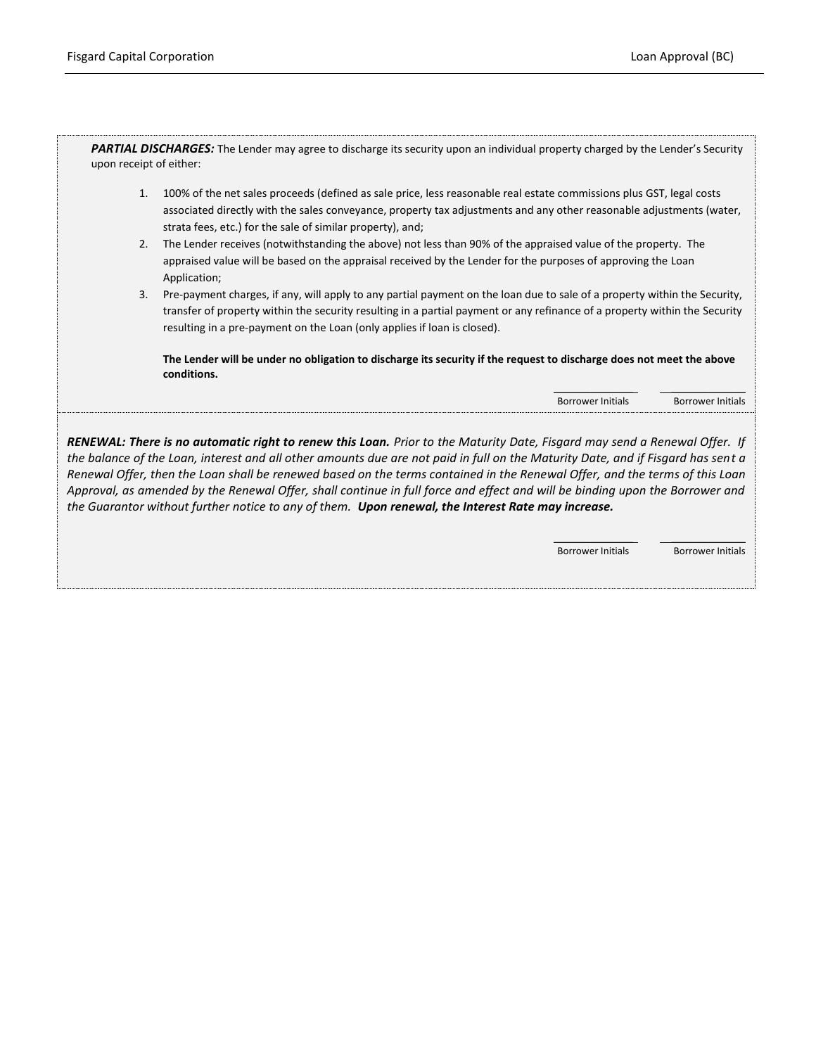***PARTIAL DISCHARGES:*** The Lender may agree to discharge its security upon an individual property charged by the Lender's Security upon receipt of either:

1. 100% of the net sales proceeds (defined as sale price, less reasonable real estate commissions plus GST, legal costs associated directly with the sales conveyance, property tax adjustments and any other reasonable adjustments (water, strata fees, etc.) for the sale of similar property), and;
2. The Lender receives (notwithstanding the above) not less than 90% of the appraised value of the property. The appraised value will be based on the appraisal received by the Lender for the purposes of approving the Loan Application;
3. Pre-payment charges, if any, will apply to any partial payment on the loan due to sale of a property within the Security, transfer of property within the security resulting in a partial payment or any refinance of a property within the Security resulting in a pre-payment on the Loan (only applies if loan is closed).

   **The Lender will be under no obligation to discharge its security if the request to discharge does not meet the above conditions.**

\_\_\_\_\_\_\_\_\_\_\_\_ Borrower Initials &nbsp;&nbsp; \_\_\_\_\_\_\_\_\_\_\_\_ Borrower Initials

***RENEWAL: There is no automatic right to renew this Loan.*** *Prior to the Maturity Date, Fisgard may send a Renewal Offer. If the balance of the Loan, interest and all other amounts due are not paid in full on the Maturity Date, and if Fisgard has sent a Renewal Offer, then the Loan shall be renewed based on the terms contained in the Renewal Offer, and the terms of this Loan Approval, as amended by the Renewal Offer, shall continue in full force and effect and will be binding upon the Borrower and the Guarantor without further notice to any of them.* ***Upon renewal, the Interest Rate may increase.***

\_\_\_\_\_\_\_\_\_\_\_\_ Borrower Initials &nbsp;&nbsp; \_\_\_\_\_\_\_\_\_\_\_\_ Borrower Initials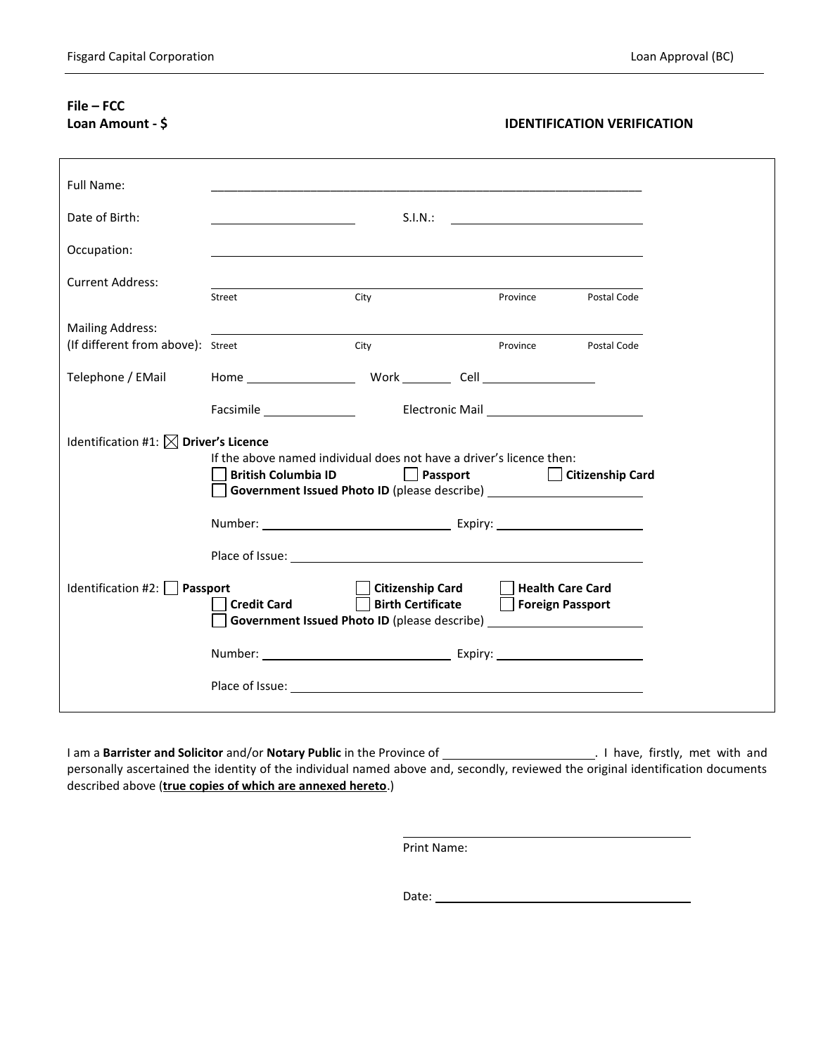**File – FCC**
**Loan Amount - $**

**IDENTIFICATION VERIFICATION**

Full Name: ______________________________________________

Date of Birth: ____________________ S.I.N.: ____________________

Occupation: ______________________________________________

Current Address: ______________________________________________
Street City Province Postal Code

Mailing Address:
(If different from above): ______________________________________________
Street City Province Postal Code

Telephone / EMail Home ______________ Work ________ Cell ______________

Facsimile ______________ Electronic Mail ____________________

Identification #1: ☒ **Driver's Licence**

If the above named individual does not have a driver's licence then:

☐ **British Columbia ID** ☐ **Passport** ☐ **Citizenship Card**
☐ **Government Issued Photo ID** (please describe) ____________________

Number: ____________________ Expiry: ____________________

Place of Issue: ______________________________________________

Identification #2: ☐ **Passport** ☐ **Citizenship Card** ☐ **Health Care Card**
☐ **Credit Card** ☐ **Birth Certificate** ☐ **Foreign Passport**
☐ **Government Issued Photo ID** (please describe) ____________________

Number: ____________________ Expiry: ____________________

Place of Issue: ______________________________________________

I am a **Barrister and Solicitor** and/or **Notary Public** in the Province of ____________________. I have, firstly, met with and personally ascertained the identity of the individual named above and, secondly, reviewed the original identification documents described above (**true copies of which are annexed hereto**.)

______________________________
Print Name:

Date: ____________________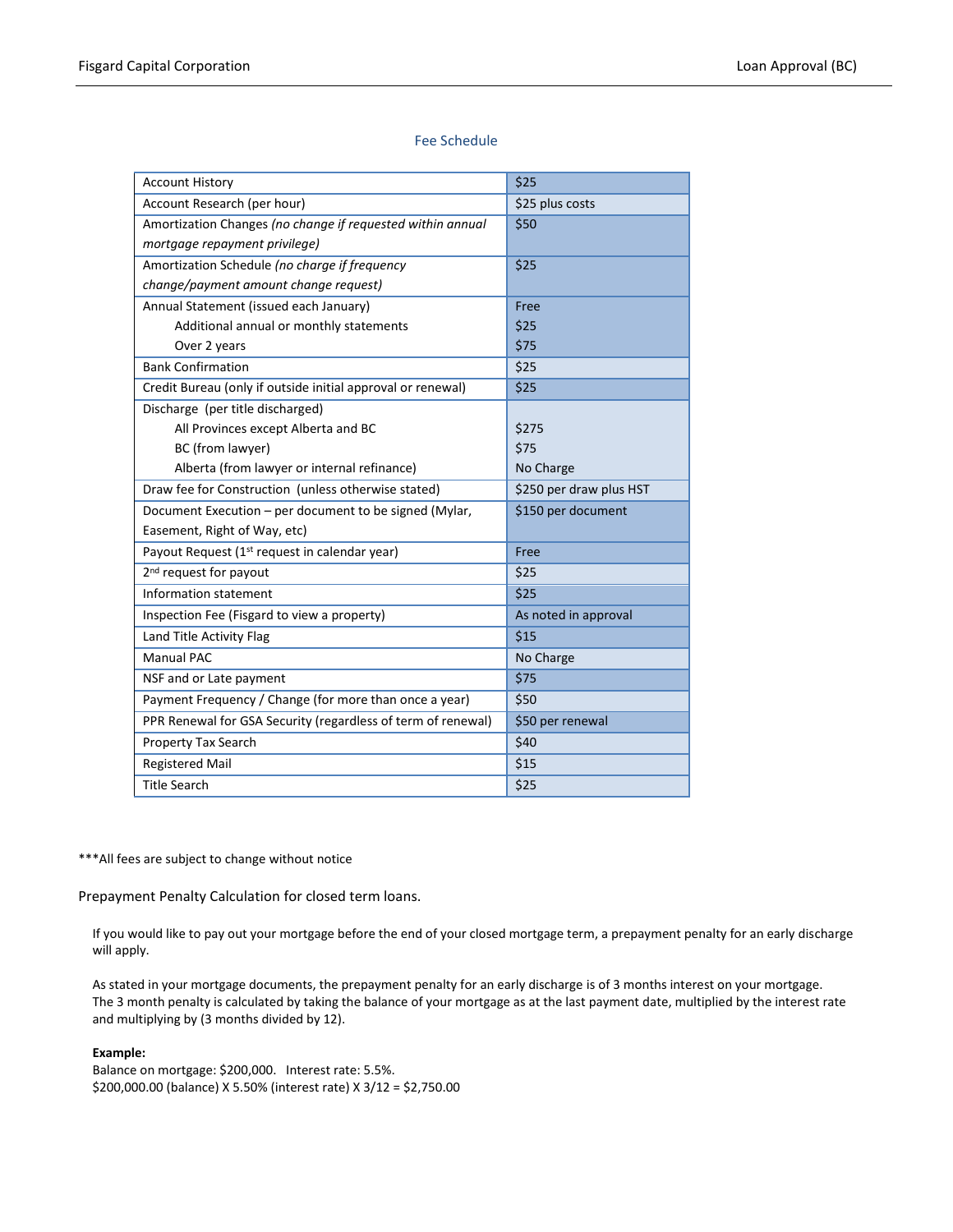## Fee Schedule

| | |
|---|---|
| Account History | $25 |
| Account Research (per hour) | $25 plus costs |
| Amortization Changes *(no change if requested within annual mortgage repayment privilege)* | $50 |
| Amortization Schedule *(no charge if frequency change/payment amount change request)* | $25 |
| Annual Statement (issued each January) | Free |
| Additional annual or monthly statements | $25 |
| Over 2 years | $75 |
| Bank Confirmation | $25 |
| Credit Bureau (only if outside initial approval or renewal) | $25 |
| Discharge (per title discharged) | |
| All Provinces except Alberta and BC | $275 |
| BC (from lawyer) | $75 |
| Alberta (from lawyer or internal refinance) | No Charge |
| Draw fee for Construction (unless otherwise stated) | $250 per draw plus HST |
| Document Execution – per document to be signed (Mylar, Easement, Right of Way, etc) | $150 per document |
| Payout Request (1st request in calendar year) | Free |
| 2nd request for payout | $25 |
| Information statement | $25 |
| Inspection Fee (Fisgard to view a property) | As noted in approval |
| Land Title Activity Flag | $15 |
| Manual PAC | No Charge |
| NSF and or Late payment | $75 |
| Payment Frequency / Change (for more than once a year) | $50 |
| PPR Renewal for GSA Security (regardless of term of renewal) | $50 per renewal |
| Property Tax Search | $40 |
| Registered Mail | $15 |
| Title Search | $25 |

***All fees are subject to change without notice

Prepayment Penalty Calculation for closed term loans.

If you would like to pay out your mortgage before the end of your closed mortgage term, a prepayment penalty for an early discharge will apply.

As stated in your mortgage documents, the prepayment penalty for an early discharge is of 3 months interest on your mortgage. The 3 month penalty is calculated by taking the balance of your mortgage as at the last payment date, multiplied by the interest rate and multiplying by (3 months divided by 12).

**Example:**
Balance on mortgage: $200,000. Interest rate: 5.5%.
$200,000.00 (balance) X 5.50% (interest rate) X 3/12 = $2,750.00